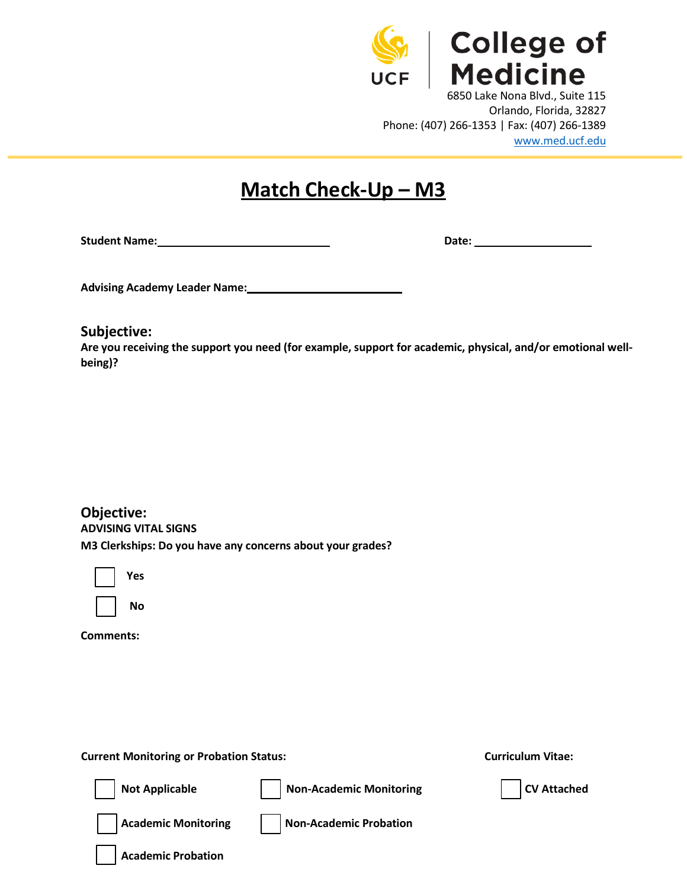**College of Medicine**

UCF

6850 Lake Nona Blvd., Suite 115
Orlando, Florida, 32827
Phone: (407) 266-1353 | Fax: (407) 266-1389
www.med.ucf.edu

# Match Check-Up – M3

**Student Name:**\_\_\_\_\_\_\_\_\_\_\_\_\_\_\_\_\_\_\_\_\_\_\_\_\_\_\_\_ **Date:** \_\_\_\_\_\_\_\_\_\_\_\_\_\_\_\_\_\_\_

**Advising Academy Leader Name:**\_\_\_\_\_\_\_\_\_\_\_\_\_\_\_\_\_\_\_\_\_\_\_\_\_

## Subjective:

**Are you receiving the support you need (for example, support for academic, physical, and/or emotional well-being)?**

## Objective:

**ADVISING VITAL SIGNS**

**M3 Clerkships: Do you have any concerns about your grades?**

- ☐ **Yes**
- ☐ **No**

**Comments:**

**Current Monitoring or Probation Status:**

- ☐ **Not Applicable**
- ☐ **Academic Monitoring**
- ☐ **Academic Probation**
- ☐ **Non-Academic Monitoring**
- ☐ **Non-Academic Probation**

**Curriculum Vitae:**

- ☐ **CV Attached**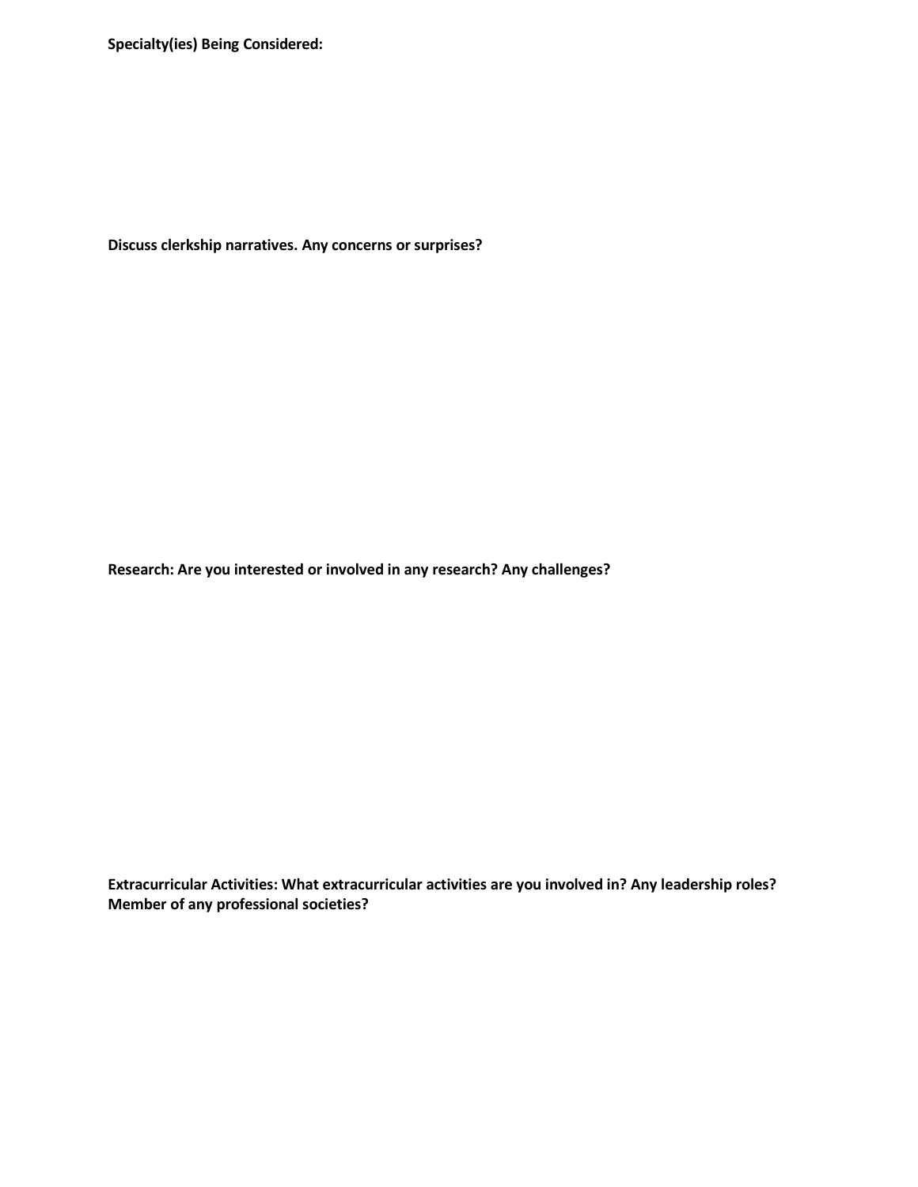**Specialty(ies) Being Considered:**

**Discuss clerkship narratives. Any concerns or surprises?**

**Research: Are you interested or involved in any research? Any challenges?**

**Extracurricular Activities: What extracurricular activities are you involved in? Any leadership roles? Member of any professional societies?**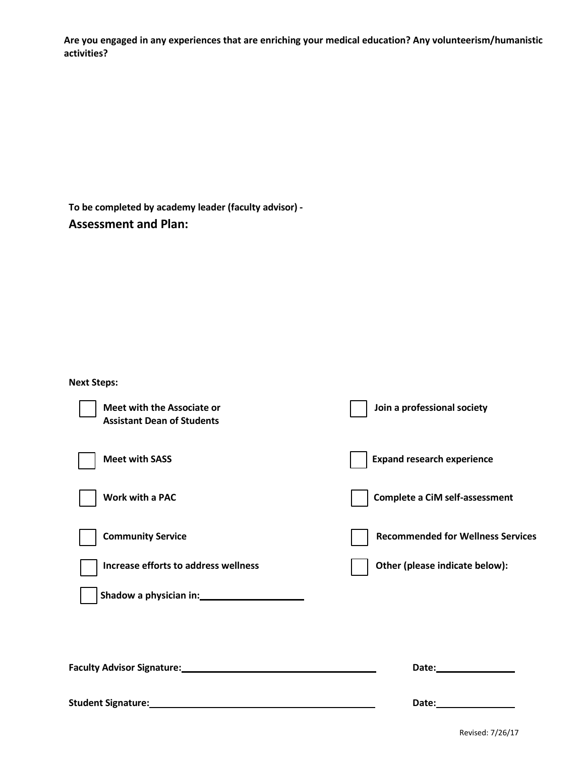**Are you engaged in any experiences that are enriching your medical education? Any volunteerism/humanistic activities?**

**To be completed by academy leader (faculty advisor) -**

**Assessment and Plan:**

**Next Steps:**

- [ ] **Meet with the Associate or Assistant Dean of Students**
- [ ] **Meet with SASS**
- [ ] **Work with a PAC**
- [ ] **Community Service**
- [ ] **Increase efforts to address wellness**
- [ ] **Shadow a physician in:** ____________________
- [ ] **Join a professional society**
- [ ] **Expand research experience**
- [ ] **Complete a CiM self-assessment**
- [ ] **Recommended for Wellness Services**
- [ ] **Other (please indicate below):**

**Faculty Advisor Signature:** ______________________________ **Date:** ______________

**Student Signature:** ______________________________ **Date:** ______________

Revised: 7/26/17